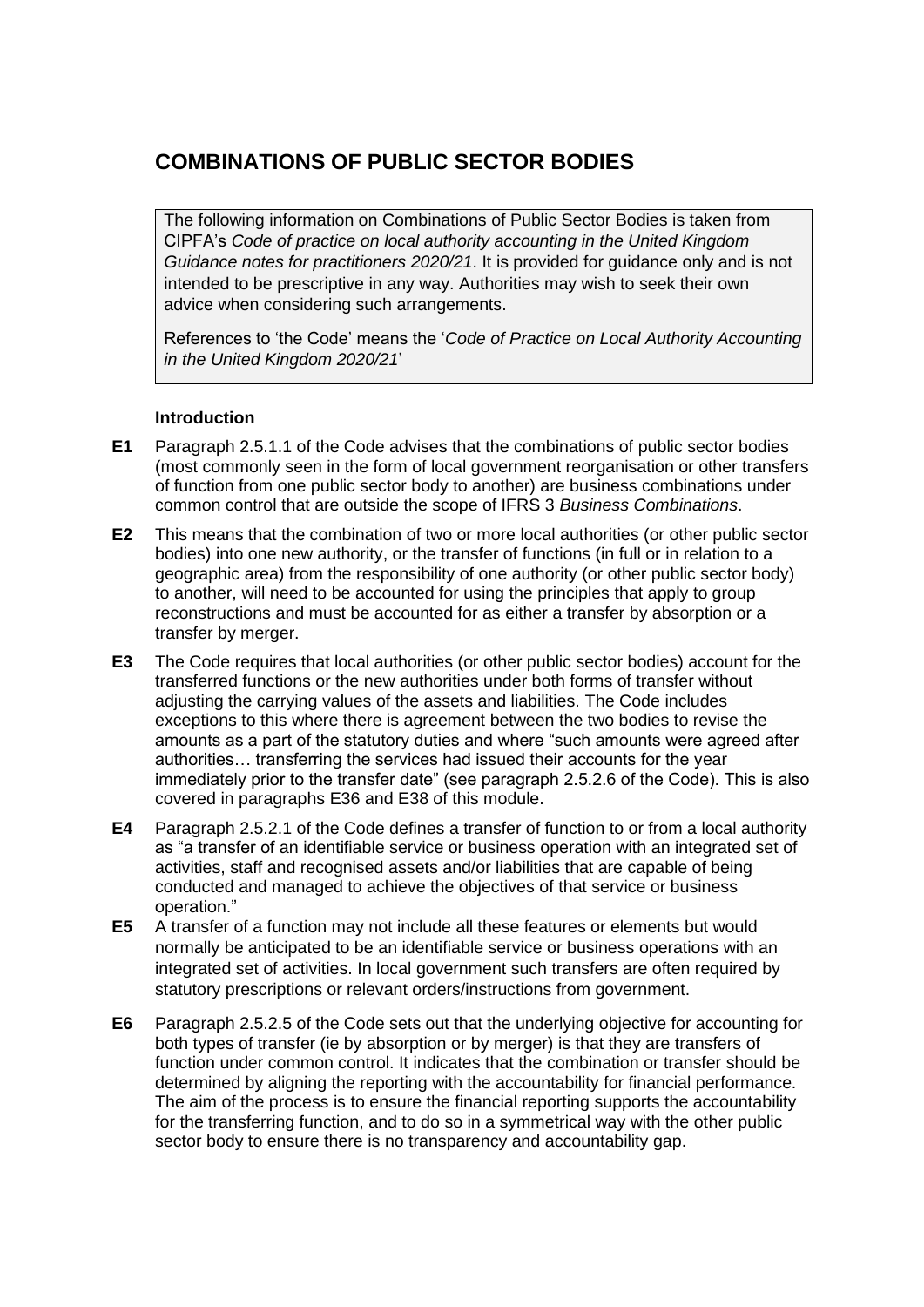# COMBINATIONS OF PUBLIC SECTOR BODIES

> The following information on Combinations of Public Sector Bodies is taken from CIPFA's *Code of practice on local authority accounting in the United Kingdom Guidance notes for practitioners 2020/21*. It is provided for guidance only and is not intended to be prescriptive in any way. Authorities may wish to seek their own advice when considering such arrangements.
>
> References to 'the Code' means the '*Code of Practice on Local Authority Accounting in the United Kingdom 2020/21*'

### Introduction

**E1** Paragraph 2.5.1.1 of the Code advises that the combinations of public sector bodies (most commonly seen in the form of local government reorganisation or other transfers of function from one public sector body to another) are business combinations under common control that are outside the scope of IFRS 3 *Business Combinations*.

**E2** This means that the combination of two or more local authorities (or other public sector bodies) into one new authority, or the transfer of functions (in full or in relation to a geographic area) from the responsibility of one authority (or other public sector body) to another, will need to be accounted for using the principles that apply to group reconstructions and must be accounted for as either a transfer by absorption or a transfer by merger.

**E3** The Code requires that local authorities (or other public sector bodies) account for the transferred functions or the new authorities under both forms of transfer without adjusting the carrying values of the assets and liabilities. The Code includes exceptions to this where there is agreement between the two bodies to revise the amounts as a part of the statutory duties and where "such amounts were agreed after authorities… transferring the services had issued their accounts for the year immediately prior to the transfer date" (see paragraph 2.5.2.6 of the Code). This is also covered in paragraphs E36 and E38 of this module.

**E4** Paragraph 2.5.2.1 of the Code defines a transfer of function to or from a local authority as "a transfer of an identifiable service or business operation with an integrated set of activities, staff and recognised assets and/or liabilities that are capable of being conducted and managed to achieve the objectives of that service or business operation."

**E5** A transfer of a function may not include all these features or elements but would normally be anticipated to be an identifiable service or business operations with an integrated set of activities. In local government such transfers are often required by statutory prescriptions or relevant orders/instructions from government.

**E6** Paragraph 2.5.2.5 of the Code sets out that the underlying objective for accounting for both types of transfer (ie by absorption or by merger) is that they are transfers of function under common control. It indicates that the combination or transfer should be determined by aligning the reporting with the accountability for financial performance. The aim of the process is to ensure the financial reporting supports the accountability for the transferring function, and to do so in a symmetrical way with the other public sector body to ensure there is no transparency and accountability gap.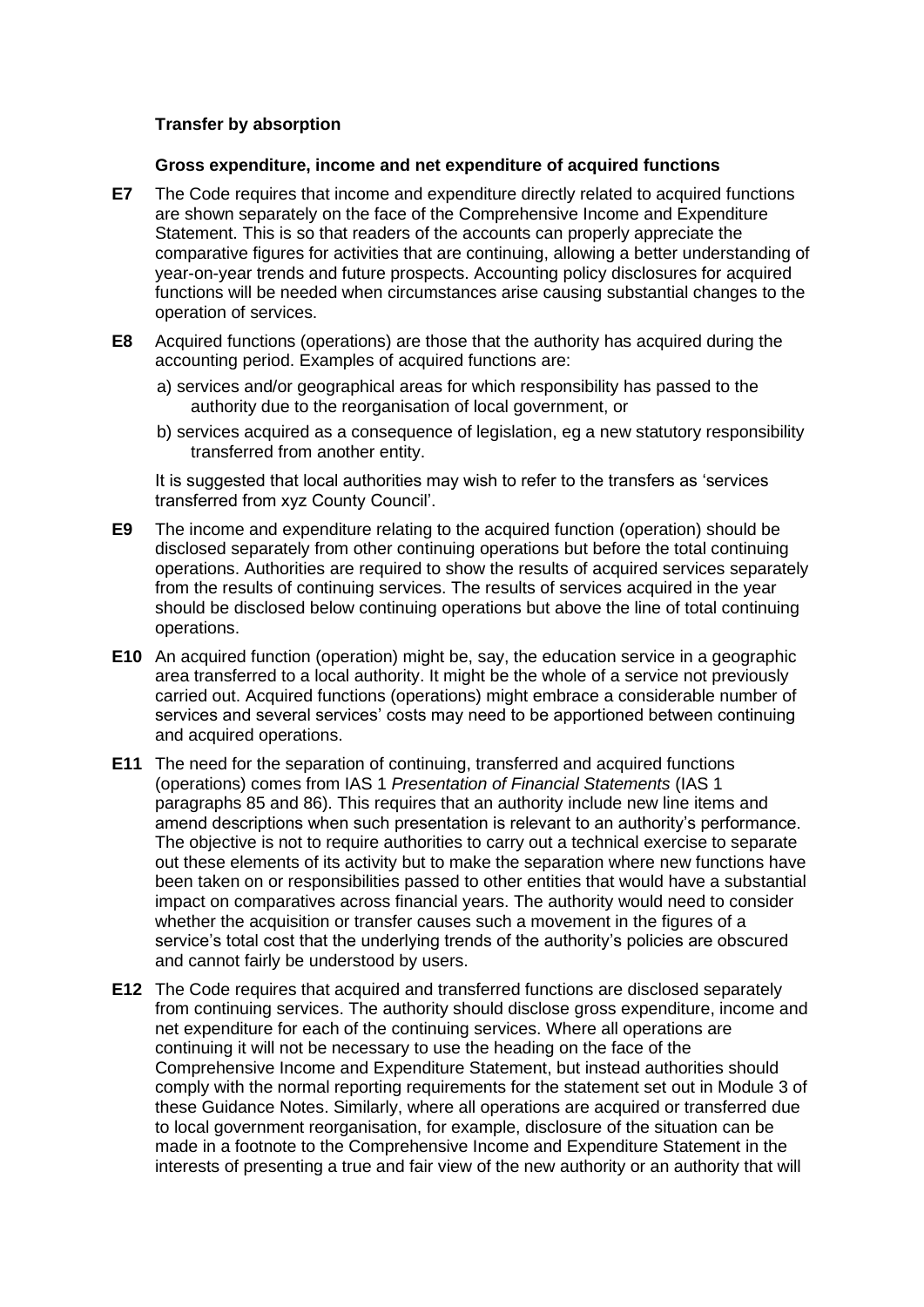### Transfer by absorption

#### Gross expenditure, income and net expenditure of acquired functions

**E7** The Code requires that income and expenditure directly related to acquired functions are shown separately on the face of the Comprehensive Income and Expenditure Statement. This is so that readers of the accounts can properly appreciate the comparative figures for activities that are continuing, allowing a better understanding of year-on-year trends and future prospects. Accounting policy disclosures for acquired functions will be needed when circumstances arise causing substantial changes to the operation of services.

**E8** Acquired functions (operations) are those that the authority has acquired during the accounting period. Examples of acquired functions are:

a) services and/or geographical areas for which responsibility has passed to the authority due to the reorganisation of local government, or

b) services acquired as a consequence of legislation, eg a new statutory responsibility transferred from another entity.

It is suggested that local authorities may wish to refer to the transfers as 'services transferred from xyz County Council'.

**E9** The income and expenditure relating to the acquired function (operation) should be disclosed separately from other continuing operations but before the total continuing operations. Authorities are required to show the results of acquired services separately from the results of continuing services. The results of services acquired in the year should be disclosed below continuing operations but above the line of total continuing operations.

**E10** An acquired function (operation) might be, say, the education service in a geographic area transferred to a local authority. It might be the whole of a service not previously carried out. Acquired functions (operations) might embrace a considerable number of services and several services' costs may need to be apportioned between continuing and acquired operations.

**E11** The need for the separation of continuing, transferred and acquired functions (operations) comes from IAS 1 *Presentation of Financial Statements* (IAS 1 paragraphs 85 and 86). This requires that an authority include new line items and amend descriptions when such presentation is relevant to an authority's performance. The objective is not to require authorities to carry out a technical exercise to separate out these elements of its activity but to make the separation where new functions have been taken on or responsibilities passed to other entities that would have a substantial impact on comparatives across financial years. The authority would need to consider whether the acquisition or transfer causes such a movement in the figures of a service's total cost that the underlying trends of the authority's policies are obscured and cannot fairly be understood by users.

**E12** The Code requires that acquired and transferred functions are disclosed separately from continuing services. The authority should disclose gross expenditure, income and net expenditure for each of the continuing services. Where all operations are continuing it will not be necessary to use the heading on the face of the Comprehensive Income and Expenditure Statement, but instead authorities should comply with the normal reporting requirements for the statement set out in Module 3 of these Guidance Notes. Similarly, where all operations are acquired or transferred due to local government reorganisation, for example, disclosure of the situation can be made in a footnote to the Comprehensive Income and Expenditure Statement in the interests of presenting a true and fair view of the new authority or an authority that will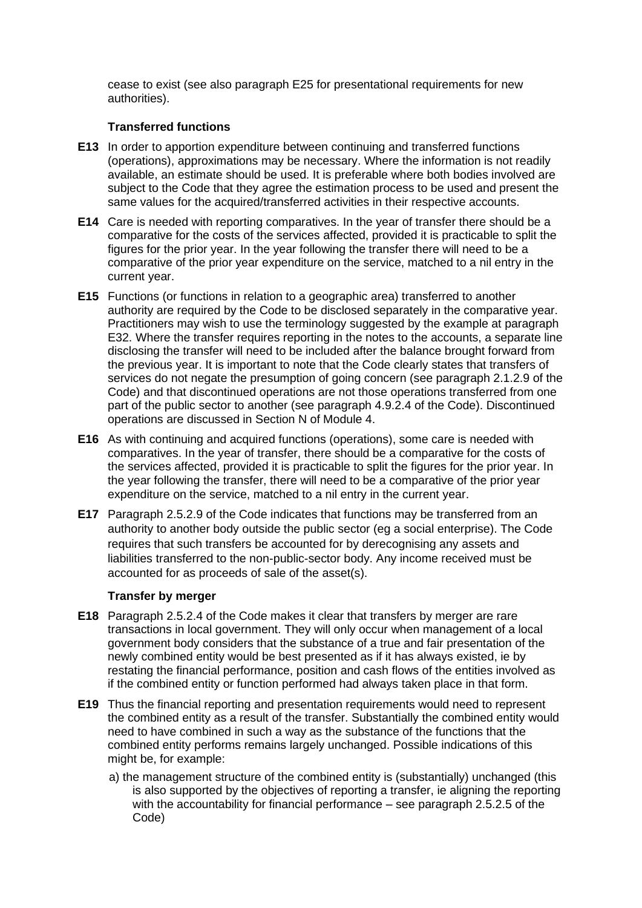cease to exist (see also paragraph E25 for presentational requirements for new authorities).

### Transferred functions

**E13** In order to apportion expenditure between continuing and transferred functions (operations), approximations may be necessary. Where the information is not readily available, an estimate should be used. It is preferable where both bodies involved are subject to the Code that they agree the estimation process to be used and present the same values for the acquired/transferred activities in their respective accounts.

**E14** Care is needed with reporting comparatives. In the year of transfer there should be a comparative for the costs of the services affected, provided it is practicable to split the figures for the prior year. In the year following the transfer there will need to be a comparative of the prior year expenditure on the service, matched to a nil entry in the current year.

**E15** Functions (or functions in relation to a geographic area) transferred to another authority are required by the Code to be disclosed separately in the comparative year. Practitioners may wish to use the terminology suggested by the example at paragraph E32. Where the transfer requires reporting in the notes to the accounts, a separate line disclosing the transfer will need to be included after the balance brought forward from the previous year. It is important to note that the Code clearly states that transfers of services do not negate the presumption of going concern (see paragraph 2.1.2.9 of the Code) and that discontinued operations are not those operations transferred from one part of the public sector to another (see paragraph 4.9.2.4 of the Code). Discontinued operations are discussed in Section N of Module 4.

**E16** As with continuing and acquired functions (operations), some care is needed with comparatives. In the year of transfer, there should be a comparative for the costs of the services affected, provided it is practicable to split the figures for the prior year. In the year following the transfer, there will need to be a comparative of the prior year expenditure on the service, matched to a nil entry in the current year.

**E17** Paragraph 2.5.2.9 of the Code indicates that functions may be transferred from an authority to another body outside the public sector (eg a social enterprise). The Code requires that such transfers be accounted for by derecognising any assets and liabilities transferred to the non-public-sector body. Any income received must be accounted for as proceeds of sale of the asset(s).

### Transfer by merger

**E18** Paragraph 2.5.2.4 of the Code makes it clear that transfers by merger are rare transactions in local government. They will only occur when management of a local government body considers that the substance of a true and fair presentation of the newly combined entity would be best presented as if it has always existed, ie by restating the financial performance, position and cash flows of the entities involved as if the combined entity or function performed had always taken place in that form.

**E19** Thus the financial reporting and presentation requirements would need to represent the combined entity as a result of the transfer. Substantially the combined entity would need to have combined in such a way as the substance of the functions that the combined entity performs remains largely unchanged. Possible indications of this might be, for example:

a) the management structure of the combined entity is (substantially) unchanged (this is also supported by the objectives of reporting a transfer, ie aligning the reporting with the accountability for financial performance – see paragraph 2.5.2.5 of the Code)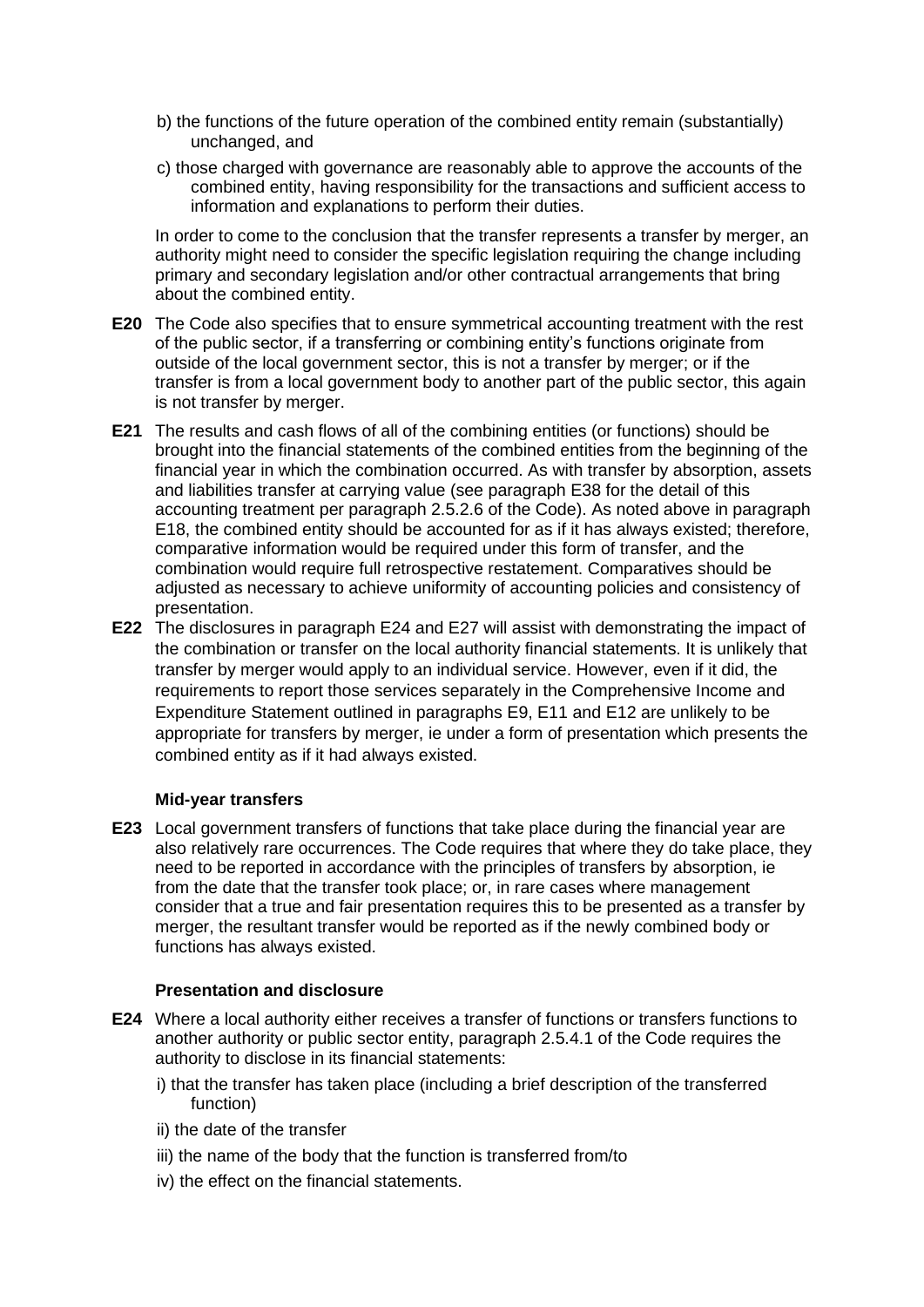b) the functions of the future operation of the combined entity remain (substantially) unchanged, and

c) those charged with governance are reasonably able to approve the accounts of the combined entity, having responsibility for the transactions and sufficient access to information and explanations to perform their duties.

In order to come to the conclusion that the transfer represents a transfer by merger, an authority might need to consider the specific legislation requiring the change including primary and secondary legislation and/or other contractual arrangements that bring about the combined entity.

**E20** The Code also specifies that to ensure symmetrical accounting treatment with the rest of the public sector, if a transferring or combining entity's functions originate from outside of the local government sector, this is not a transfer by merger; or if the transfer is from a local government body to another part of the public sector, this again is not transfer by merger.

**E21** The results and cash flows of all of the combining entities (or functions) should be brought into the financial statements of the combined entities from the beginning of the financial year in which the combination occurred. As with transfer by absorption, assets and liabilities transfer at carrying value (see paragraph E38 for the detail of this accounting treatment per paragraph 2.5.2.6 of the Code). As noted above in paragraph E18, the combined entity should be accounted for as if it has always existed; therefore, comparative information would be required under this form of transfer, and the combination would require full retrospective restatement. Comparatives should be adjusted as necessary to achieve uniformity of accounting policies and consistency of presentation.

**E22** The disclosures in paragraph E24 and E27 will assist with demonstrating the impact of the combination or transfer on the local authority financial statements. It is unlikely that transfer by merger would apply to an individual service. However, even if it did, the requirements to report those services separately in the Comprehensive Income and Expenditure Statement outlined in paragraphs E9, E11 and E12 are unlikely to be appropriate for transfers by merger, ie under a form of presentation which presents the combined entity as if it had always existed.

### Mid-year transfers

**E23** Local government transfers of functions that take place during the financial year are also relatively rare occurrences. The Code requires that where they do take place, they need to be reported in accordance with the principles of transfers by absorption, ie from the date that the transfer took place; or, in rare cases where management consider that a true and fair presentation requires this to be presented as a transfer by merger, the resultant transfer would be reported as if the newly combined body or functions has always existed.

### Presentation and disclosure

**E24** Where a local authority either receives a transfer of functions or transfers functions to another authority or public sector entity, paragraph 2.5.4.1 of the Code requires the authority to disclose in its financial statements:

i) that the transfer has taken place (including a brief description of the transferred function)

ii) the date of the transfer

iii) the name of the body that the function is transferred from/to

iv) the effect on the financial statements.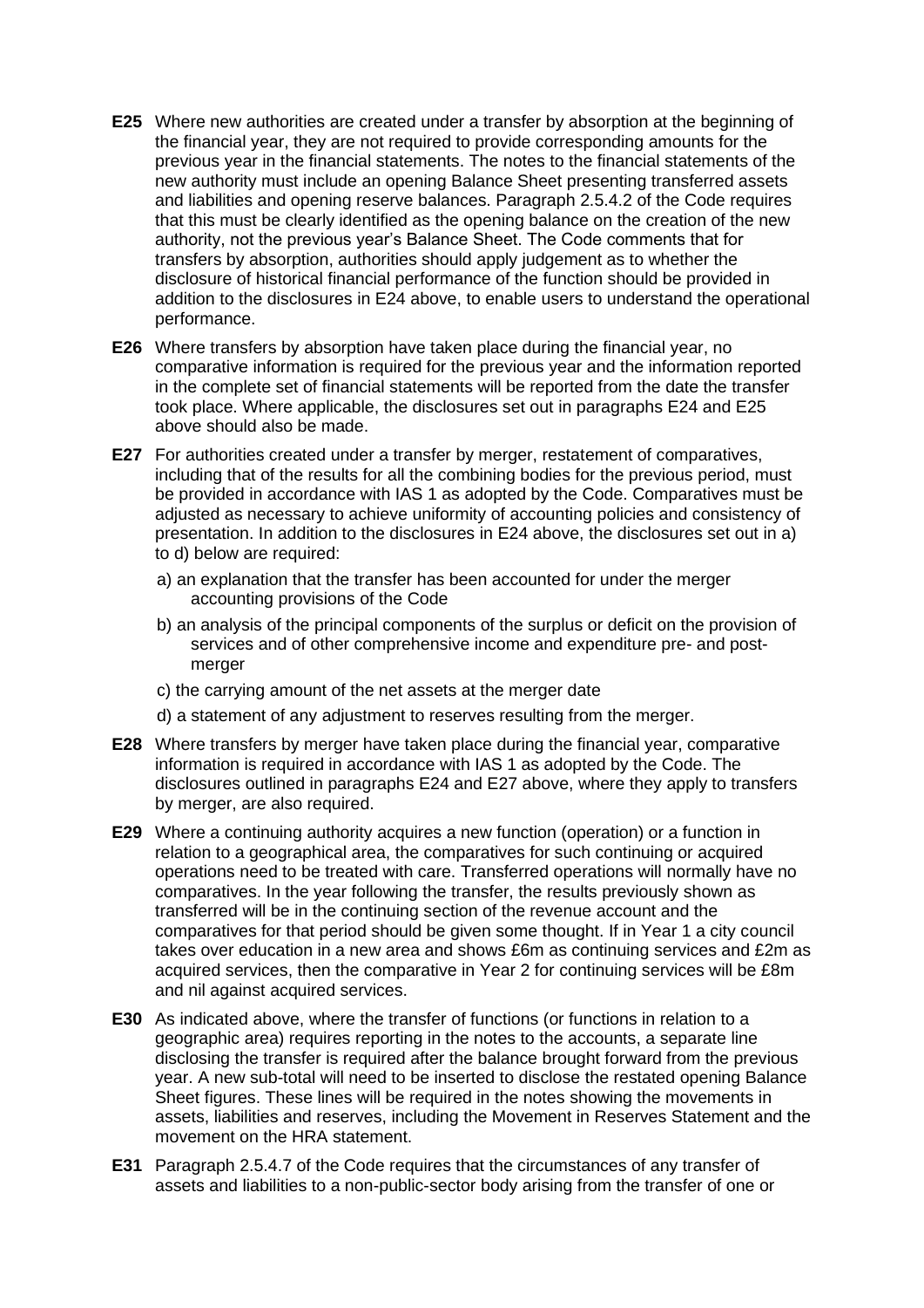**E25** Where new authorities are created under a transfer by absorption at the beginning of the financial year, they are not required to provide corresponding amounts for the previous year in the financial statements. The notes to the financial statements of the new authority must include an opening Balance Sheet presenting transferred assets and liabilities and opening reserve balances. Paragraph 2.5.4.2 of the Code requires that this must be clearly identified as the opening balance on the creation of the new authority, not the previous year's Balance Sheet. The Code comments that for transfers by absorption, authorities should apply judgement as to whether the disclosure of historical financial performance of the function should be provided in addition to the disclosures in E24 above, to enable users to understand the operational performance.

**E26** Where transfers by absorption have taken place during the financial year, no comparative information is required for the previous year and the information reported in the complete set of financial statements will be reported from the date the transfer took place. Where applicable, the disclosures set out in paragraphs E24 and E25 above should also be made.

**E27** For authorities created under a transfer by merger, restatement of comparatives, including that of the results for all the combining bodies for the previous period, must be provided in accordance with IAS 1 as adopted by the Code. Comparatives must be adjusted as necessary to achieve uniformity of accounting policies and consistency of presentation. In addition to the disclosures in E24 above, the disclosures set out in a) to d) below are required:

a) an explanation that the transfer has been accounted for under the merger accounting provisions of the Code

b) an analysis of the principal components of the surplus or deficit on the provision of services and of other comprehensive income and expenditure pre- and post-merger

c) the carrying amount of the net assets at the merger date

d) a statement of any adjustment to reserves resulting from the merger.

**E28** Where transfers by merger have taken place during the financial year, comparative information is required in accordance with IAS 1 as adopted by the Code. The disclosures outlined in paragraphs E24 and E27 above, where they apply to transfers by merger, are also required.

**E29** Where a continuing authority acquires a new function (operation) or a function in relation to a geographical area, the comparatives for such continuing or acquired operations need to be treated with care. Transferred operations will normally have no comparatives. In the year following the transfer, the results previously shown as transferred will be in the continuing section of the revenue account and the comparatives for that period should be given some thought. If in Year 1 a city council takes over education in a new area and shows £6m as continuing services and £2m as acquired services, then the comparative in Year 2 for continuing services will be £8m and nil against acquired services.

**E30** As indicated above, where the transfer of functions (or functions in relation to a geographic area) requires reporting in the notes to the accounts, a separate line disclosing the transfer is required after the balance brought forward from the previous year. A new sub-total will need to be inserted to disclose the restated opening Balance Sheet figures. These lines will be required in the notes showing the movements in assets, liabilities and reserves, including the Movement in Reserves Statement and the movement on the HRA statement.

**E31** Paragraph 2.5.4.7 of the Code requires that the circumstances of any transfer of assets and liabilities to a non-public-sector body arising from the transfer of one or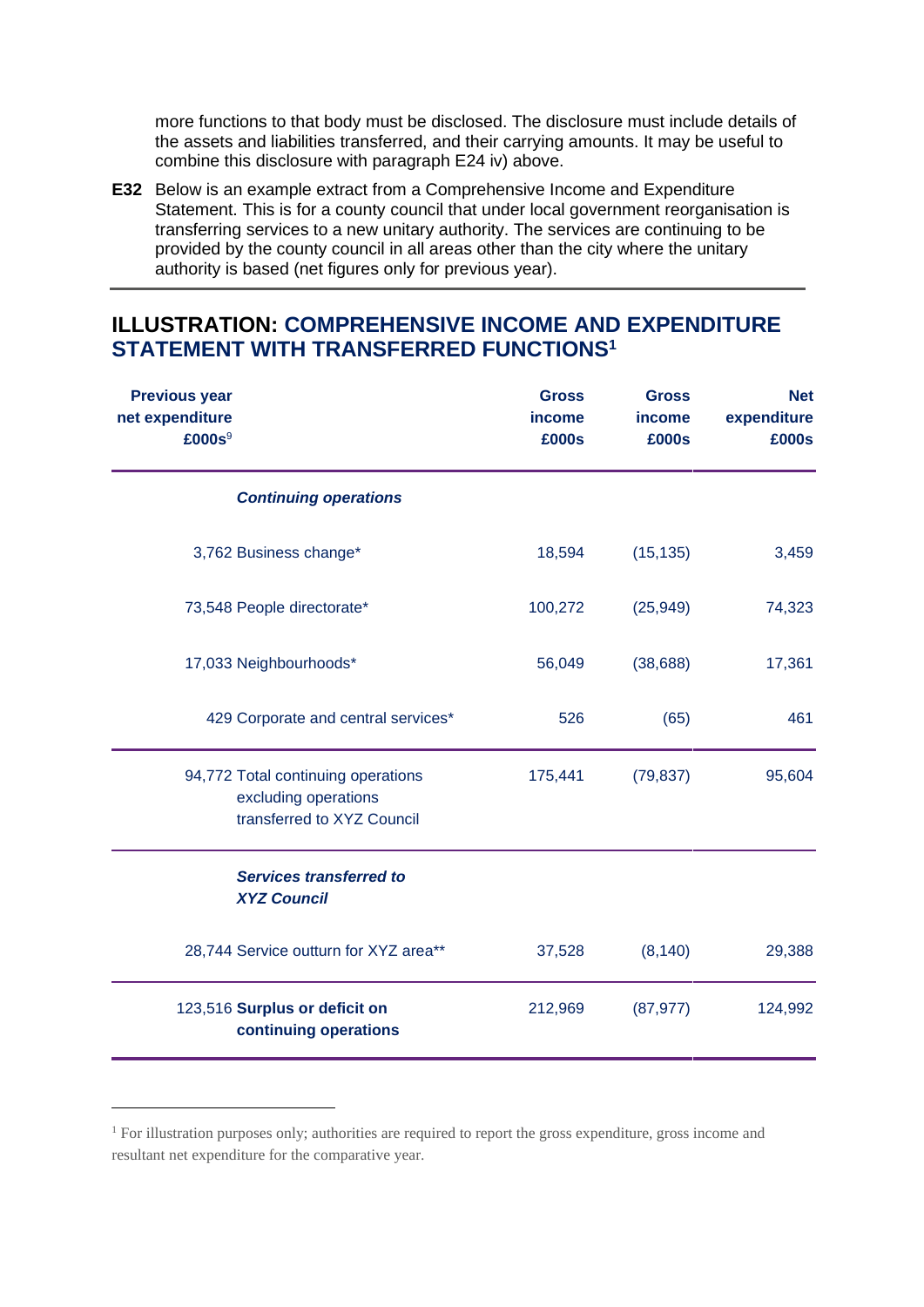more functions to that body must be disclosed. The disclosure must include details of the assets and liabilities transferred, and their carrying amounts. It may be useful to combine this disclosure with paragraph E24 iv) above.

**E32** Below is an example extract from a Comprehensive Income and Expenditure Statement. This is for a county council that under local government reorganisation is transferring services to a new unitary authority. The services are continuing to be provided by the county council in all areas other than the city where the unitary authority is based (net figures only for previous year).

## ILLUSTRATION: COMPREHENSIVE INCOME AND EXPENDITURE STATEMENT WITH TRANSFERRED FUNCTIONS[1]

| Previous year net expenditure £000s[9] | | Gross income £000s | Gross income £000s | Net expenditure £000s |
|---|---|---|---|---|
| | ***Continuing operations*** | | | |
| 3,762 | Business change* | 18,594 | (15,135) | 3,459 |
| 73,548 | People directorate* | 100,272 | (25,949) | 74,323 |
| 17,033 | Neighbourhoods* | 56,049 | (38,688) | 17,361 |
| 429 | Corporate and central services* | 526 | (65) | 461 |
| 94,772 | Total continuing operations excluding operations transferred to XYZ Council | 175,441 | (79,837) | 95,604 |
| | ***Services transferred to XYZ Council*** | | | |
| 28,744 | Service outturn for XYZ area** | 37,528 | (8,140) | 29,388 |
| 123,516 | **Surplus or deficit on continuing operations** | 212,969 | (87,977) | 124,992 |

[1] For illustration purposes only; authorities are required to report the gross expenditure, gross income and resultant net expenditure for the comparative year.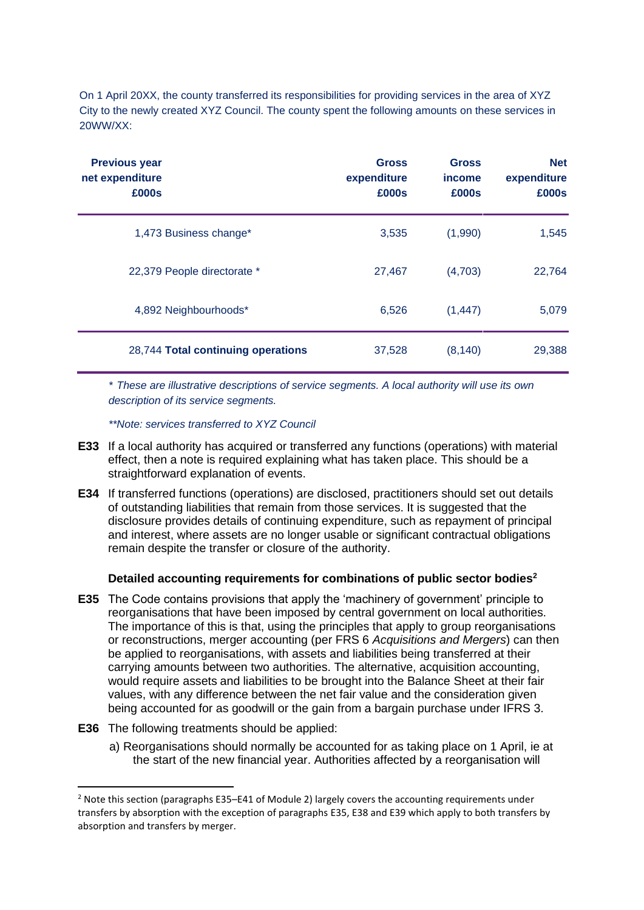On 1 April 20XX, the county transferred its responsibilities for providing services in the area of XYZ City to the newly created XYZ Council. The county spent the following amounts on these services in 20WW/XX:

| Previous year net expenditure £000s | | Gross expenditure £000s | Gross income £000s | Net expenditure £000s |
|---|---|---|---|---|
| 1,473 | Business change* | 3,535 | (1,990) | 1,545 |
| 22,379 | People directorate * | 27,467 | (4,703) | 22,764 |
| 4,892 | Neighbourhoods* | 6,526 | (1,447) | 5,079 |
| 28,744 | **Total continuing operations** | 37,528 | (8,140) | 29,388 |

*\* These are illustrative descriptions of service segments. A local authority will use its own description of its service segments.*

*\*\*Note: services transferred to XYZ Council*

**E33** If a local authority has acquired or transferred any functions (operations) with material effect, then a note is required explaining what has taken place. This should be a straightforward explanation of events.

**E34** If transferred functions (operations) are disclosed, practitioners should set out details of outstanding liabilities that remain from those services. It is suggested that the disclosure provides details of continuing expenditure, such as repayment of principal and interest, where assets are no longer usable or significant contractual obligations remain despite the transfer or closure of the authority.

### Detailed accounting requirements for combinations of public sector bodies[2]

**E35** The Code contains provisions that apply the 'machinery of government' principle to reorganisations that have been imposed by central government on local authorities. The importance of this is that, using the principles that apply to group reorganisations or reconstructions, merger accounting (per FRS 6 *Acquisitions and Mergers*) can then be applied to reorganisations, with assets and liabilities being transferred at their carrying amounts between two authorities. The alternative, acquisition accounting, would require assets and liabilities to be brought into the Balance Sheet at their fair values, with any difference between the net fair value and the consideration given being accounted for as goodwill or the gain from a bargain purchase under IFRS 3.

**E36** The following treatments should be applied:

a) Reorganisations should normally be accounted for as taking place on 1 April, ie at the start of the new financial year. Authorities affected by a reorganisation will

[2] Note this section (paragraphs E35–E41 of Module 2) largely covers the accounting requirements under transfers by absorption with the exception of paragraphs E35, E38 and E39 which apply to both transfers by absorption and transfers by merger.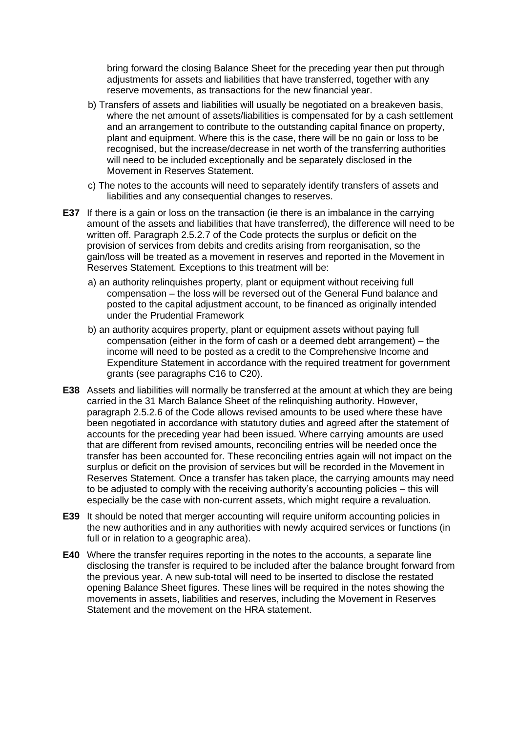bring forward the closing Balance Sheet for the preceding year then put through adjustments for assets and liabilities that have transferred, together with any reserve movements, as transactions for the new financial year.

b) Transfers of assets and liabilities will usually be negotiated on a breakeven basis, where the net amount of assets/liabilities is compensated for by a cash settlement and an arrangement to contribute to the outstanding capital finance on property, plant and equipment. Where this is the case, there will be no gain or loss to be recognised, but the increase/decrease in net worth of the transferring authorities will need to be included exceptionally and be separately disclosed in the Movement in Reserves Statement.

c) The notes to the accounts will need to separately identify transfers of assets and liabilities and any consequential changes to reserves.

**E37** If there is a gain or loss on the transaction (ie there is an imbalance in the carrying amount of the assets and liabilities that have transferred), the difference will need to be written off. Paragraph 2.5.2.7 of the Code protects the surplus or deficit on the provision of services from debits and credits arising from reorganisation, so the gain/loss will be treated as a movement in reserves and reported in the Movement in Reserves Statement. Exceptions to this treatment will be:

a) an authority relinquishes property, plant or equipment without receiving full compensation – the loss will be reversed out of the General Fund balance and posted to the capital adjustment account, to be financed as originally intended under the Prudential Framework

b) an authority acquires property, plant or equipment assets without paying full compensation (either in the form of cash or a deemed debt arrangement) – the income will need to be posted as a credit to the Comprehensive Income and Expenditure Statement in accordance with the required treatment for government grants (see paragraphs C16 to C20).

**E38** Assets and liabilities will normally be transferred at the amount at which they are being carried in the 31 March Balance Sheet of the relinquishing authority. However, paragraph 2.5.2.6 of the Code allows revised amounts to be used where these have been negotiated in accordance with statutory duties and agreed after the statement of accounts for the preceding year had been issued. Where carrying amounts are used that are different from revised amounts, reconciling entries will be needed once the transfer has been accounted for. These reconciling entries again will not impact on the surplus or deficit on the provision of services but will be recorded in the Movement in Reserves Statement. Once a transfer has taken place, the carrying amounts may need to be adjusted to comply with the receiving authority's accounting policies – this will especially be the case with non-current assets, which might require a revaluation.

**E39** It should be noted that merger accounting will require uniform accounting policies in the new authorities and in any authorities with newly acquired services or functions (in full or in relation to a geographic area).

**E40** Where the transfer requires reporting in the notes to the accounts, a separate line disclosing the transfer is required to be included after the balance brought forward from the previous year. A new sub-total will need to be inserted to disclose the restated opening Balance Sheet figures. These lines will be required in the notes showing the movements in assets, liabilities and reserves, including the Movement in Reserves Statement and the movement on the HRA statement.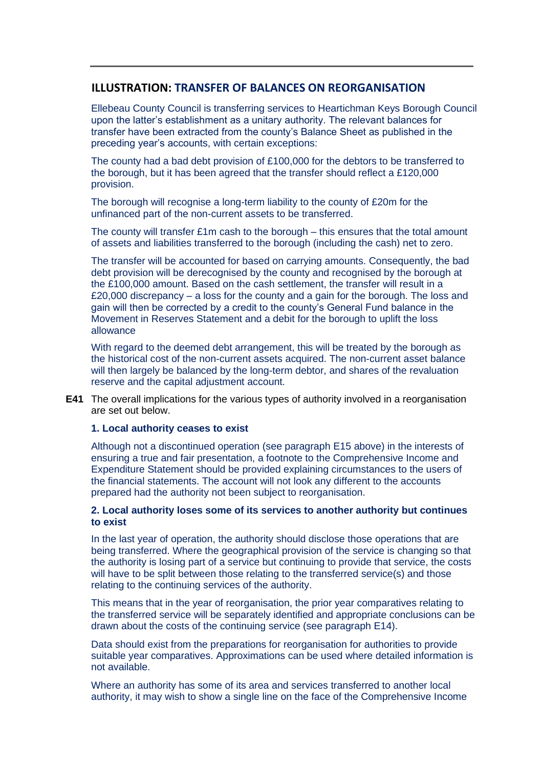## ILLUSTRATION: TRANSFER OF BALANCES ON REORGANISATION

Ellebeau County Council is transferring services to Heartichman Keys Borough Council upon the latter's establishment as a unitary authority. The relevant balances for transfer have been extracted from the county's Balance Sheet as published in the preceding year's accounts, with certain exceptions:

The county had a bad debt provision of £100,000 for the debtors to be transferred to the borough, but it has been agreed that the transfer should reflect a £120,000 provision.

The borough will recognise a long-term liability to the county of £20m for the unfinanced part of the non-current assets to be transferred.

The county will transfer £1m cash to the borough – this ensures that the total amount of assets and liabilities transferred to the borough (including the cash) net to zero.

The transfer will be accounted for based on carrying amounts. Consequently, the bad debt provision will be derecognised by the county and recognised by the borough at the £100,000 amount. Based on the cash settlement, the transfer will result in a £20,000 discrepancy – a loss for the county and a gain for the borough. The loss and gain will then be corrected by a credit to the county's General Fund balance in the Movement in Reserves Statement and a debit for the borough to uplift the loss allowance

With regard to the deemed debt arrangement, this will be treated by the borough as the historical cost of the non-current assets acquired. The non-current asset balance will then largely be balanced by the long-term debtor, and shares of the revaluation reserve and the capital adjustment account.

**E41** The overall implications for the various types of authority involved in a reorganisation are set out below.

**1. Local authority ceases to exist**

Although not a discontinued operation (see paragraph E15 above) in the interests of ensuring a true and fair presentation, a footnote to the Comprehensive Income and Expenditure Statement should be provided explaining circumstances to the users of the financial statements. The account will not look any different to the accounts prepared had the authority not been subject to reorganisation.

**2. Local authority loses some of its services to another authority but continues to exist**

In the last year of operation, the authority should disclose those operations that are being transferred. Where the geographical provision of the service is changing so that the authority is losing part of a service but continuing to provide that service, the costs will have to be split between those relating to the transferred service(s) and those relating to the continuing services of the authority.

This means that in the year of reorganisation, the prior year comparatives relating to the transferred service will be separately identified and appropriate conclusions can be drawn about the costs of the continuing service (see paragraph E14).

Data should exist from the preparations for reorganisation for authorities to provide suitable year comparatives. Approximations can be used where detailed information is not available.

Where an authority has some of its area and services transferred to another local authority, it may wish to show a single line on the face of the Comprehensive Income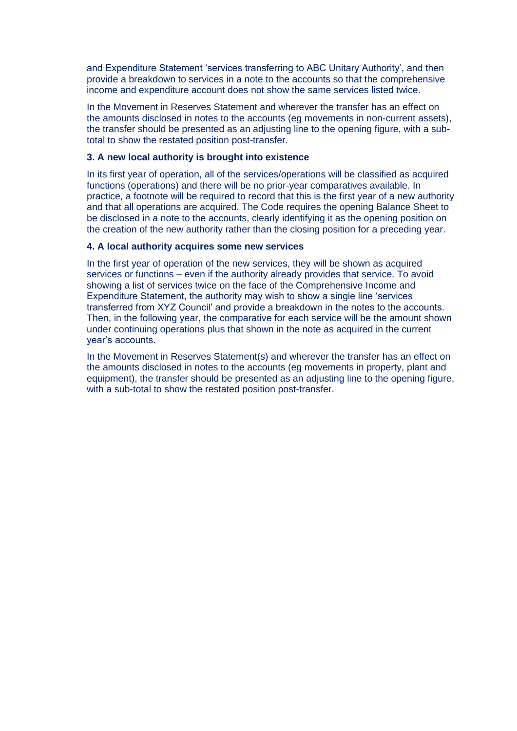and Expenditure Statement 'services transferring to ABC Unitary Authority', and then provide a breakdown to services in a note to the accounts so that the comprehensive income and expenditure account does not show the same services listed twice.

In the Movement in Reserves Statement and wherever the transfer has an effect on the amounts disclosed in notes to the accounts (eg movements in non-current assets), the transfer should be presented as an adjusting line to the opening figure, with a sub-total to show the restated position post-transfer.

### 3. A new local authority is brought into existence

In its first year of operation, all of the services/operations will be classified as acquired functions (operations) and there will be no prior-year comparatives available. In practice, a footnote will be required to record that this is the first year of a new authority and that all operations are acquired. The Code requires the opening Balance Sheet to be disclosed in a note to the accounts, clearly identifying it as the opening position on the creation of the new authority rather than the closing position for a preceding year.

### 4. A local authority acquires some new services

In the first year of operation of the new services, they will be shown as acquired services or functions – even if the authority already provides that service. To avoid showing a list of services twice on the face of the Comprehensive Income and Expenditure Statement, the authority may wish to show a single line 'services transferred from XYZ Council' and provide a breakdown in the notes to the accounts. Then, in the following year, the comparative for each service will be the amount shown under continuing operations plus that shown in the note as acquired in the current year's accounts.

In the Movement in Reserves Statement(s) and wherever the transfer has an effect on the amounts disclosed in notes to the accounts (eg movements in property, plant and equipment), the transfer should be presented as an adjusting line to the opening figure, with a sub-total to show the restated position post-transfer.